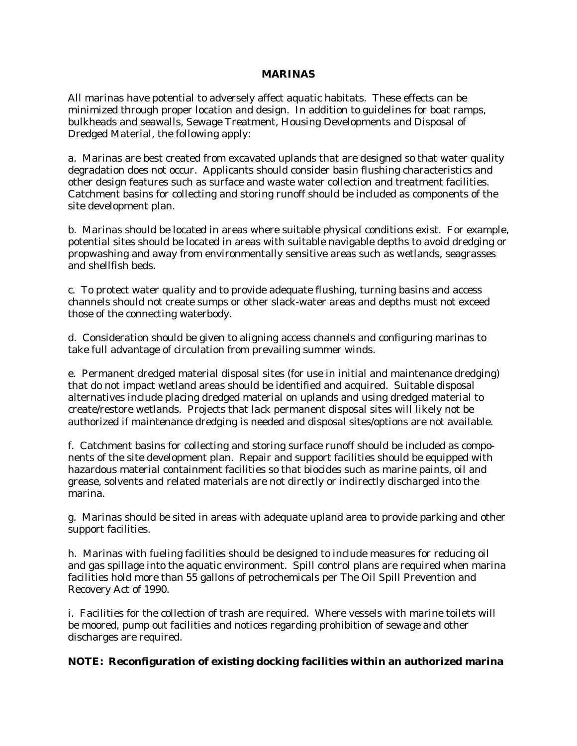# MARINAS

All marinas have potential to adversely affect aquatic habitats. These effects can be minimized through proper location and design. In addition to guidelines for boat ramps, bulkheads and seawalls, Sewage Treatment, Housing Developments and Disposal of Dredged Material, the following apply:

a. Marinas are best created from excavated uplands that are designed so that water quality degradation does not occur. Applicants should consider basin flushing characteristics and other design features such as surface and waste water collection and treatment facilities. Catchment basins for collecting and storing runoff should be included as components of the site development plan.

b. Marinas should be located in areas where suitable physical conditions exist. For example, potential sites should be located in areas with suitable navigable depths to avoid dredging or propwashing and away from environmentally sensitive areas such as wetlands, seagrasses and shellfish beds.

c. To protect water quality and to provide adequate flushing, turning basins and access channels should not create sumps or other slack-water areas and depths must not exceed those of the connecting waterbody.

d. Consideration should be given to aligning access channels and configuring marinas to take full advantage of circulation from prevailing summer winds.

e. Permanent dredged material disposal sites (for use in initial and maintenance dredging) that do not impact wetland areas should be identified and acquired. Suitable disposal alternatives include placing dredged material on uplands and using dredged material to create/restore wetlands. Projects that lack permanent disposal sites will likely not be authorized if maintenance dredging is needed and disposal sites/options are not available.

f. Catchment basins for collecting and storing surface runoff should be included as components of the site development plan. Repair and support facilities should be equipped with hazardous material containment facilities so that biocides such as marine paints, oil and grease, solvents and related materials are not directly or indirectly discharged into the marina.

g. Marinas should be sited in areas with adequate upland area to provide parking and other support facilities.

h. Marinas with fueling facilities should be designed to include measures for reducing oil and gas spillage into the aquatic environment. Spill control plans are required when marina facilities hold more than 55 gallons of petrochemicals per The Oil Spill Prevention and Recovery Act of 1990.

i. Facilities for the collection of trash are required. Where vessels with marine toilets will be moored, pump out facilities and notices regarding prohibition of sewage and other discharges are required.

**NOTE: Reconfiguration of existing docking facilities within an authorized marina**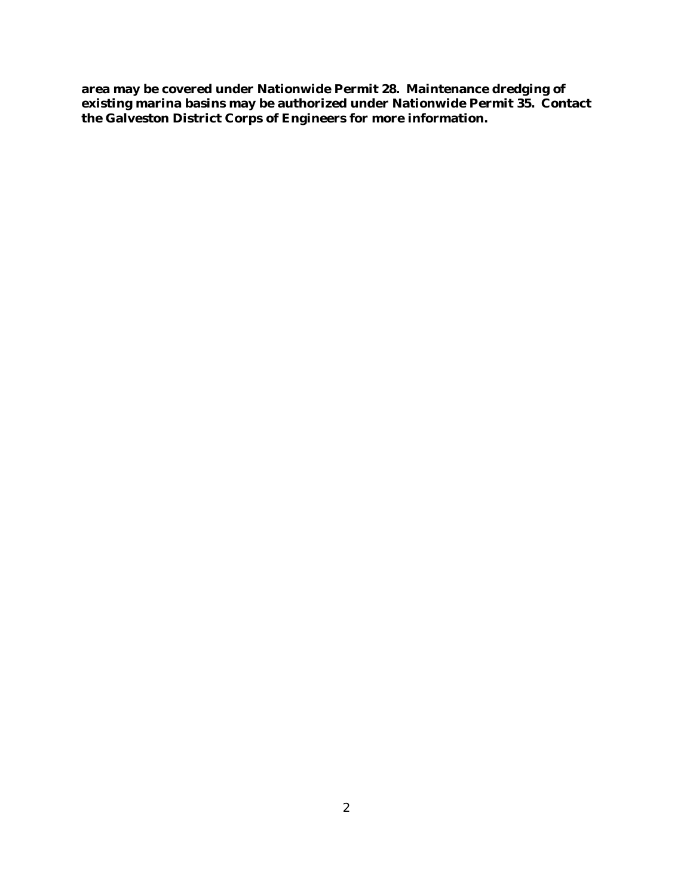**area may be covered under Nationwide Permit 28. Maintenance dredging of existing marina basins may be authorized under Nationwide Permit 35. Contact the Galveston District Corps of Engineers for more information.**